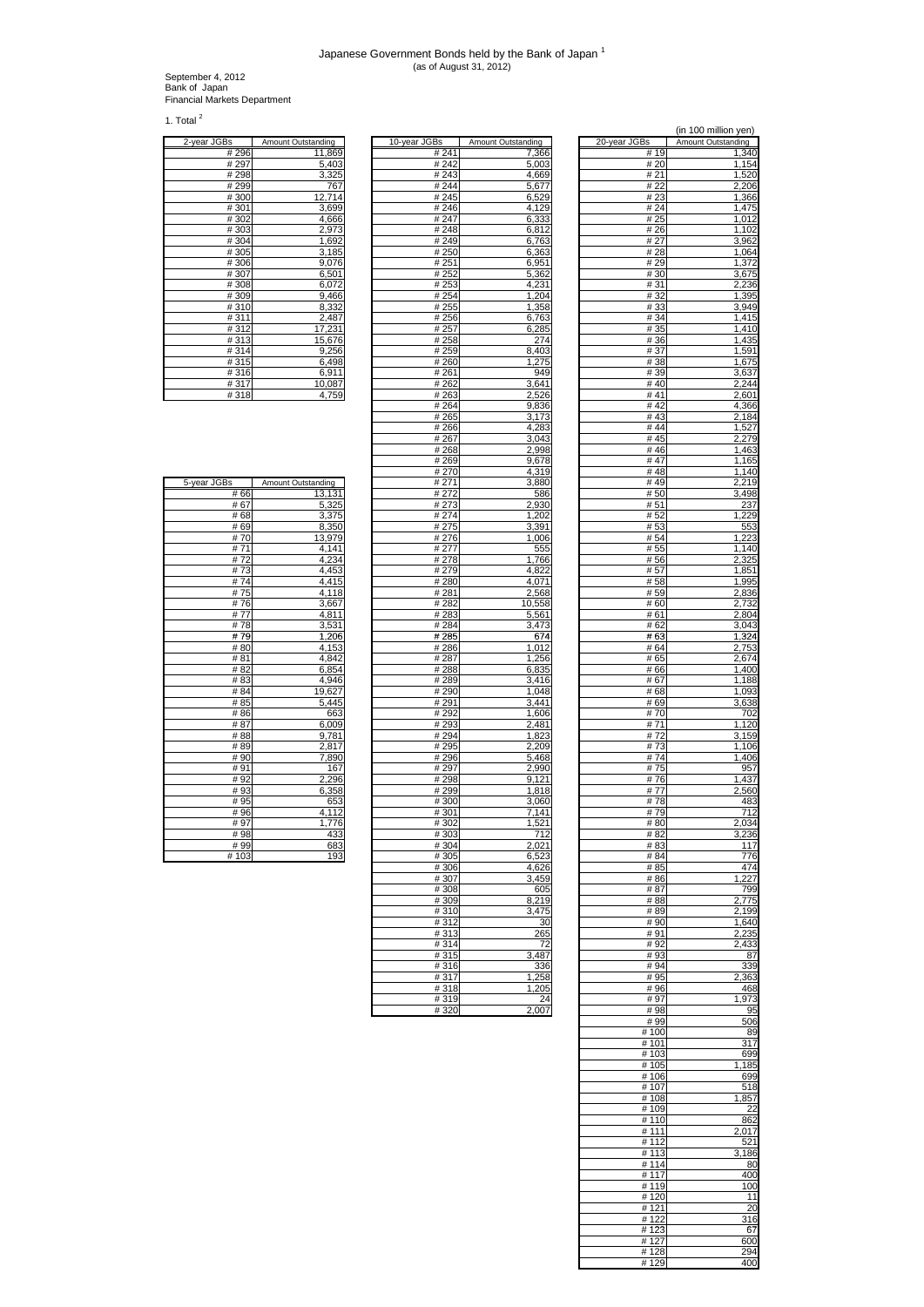# Japanese Government Bonds held by the Bank of Japan [1]

(as of August 31, 2012)

September 4, 2012
Bank of Japan
Financial Markets Department

## 1. Total [2]

(in 100 million yen)

| 2-year JGBs | Amount Outstanding |
|---|---|
| # 296 | 11,869 |
| # 297 | 5,403 |
| # 298 | 3,325 |
| # 299 | 767 |
| # 300 | 12,714 |
| # 301 | 3,699 |
| # 302 | 4,666 |
| # 303 | 2,973 |
| # 304 | 1,692 |
| # 305 | 3,185 |
| # 306 | 9,076 |
| # 307 | 6,501 |
| # 308 | 6,072 |
| # 309 | 9,466 |
| # 310 | 8,332 |
| # 311 | 2,487 |
| # 312 | 17,231 |
| # 313 | 15,676 |
| # 314 | 9,256 |
| # 315 | 6,498 |
| # 316 | 6,911 |
| # 317 | 10,087 |
| # 318 | 4,759 |

| 5-year JGBs | Amount Outstanding |
|---|---|
| # 66 | 13,131 |
| # 67 | 5,325 |
| # 68 | 3,375 |
| # 69 | 8,350 |
| # 70 | 13,979 |
| # 71 | 4,141 |
| # 72 | 4,234 |
| # 73 | 4,453 |
| # 74 | 4,415 |
| # 75 | 4,118 |
| # 76 | 3,667 |
| # 77 | 4,811 |
| # 78 | 3,531 |
| # 79 | 1,206 |
| # 80 | 4,153 |
| # 81 | 4,842 |
| # 82 | 6,854 |
| # 83 | 4,946 |
| # 84 | 19,627 |
| # 85 | 5,445 |
| # 86 | 663 |
| # 87 | 6,009 |
| # 88 | 9,781 |
| # 89 | 2,817 |
| # 90 | 7,890 |
| # 91 | 167 |
| # 92 | 2,296 |
| # 93 | 6,358 |
| # 95 | 653 |
| # 96 | 4,112 |
| # 97 | 1,776 |
| # 98 | 433 |
| # 99 | 683 |
| # 103 | 193 |

| 10-year JGBs | Amount Outstanding |
|---|---|
| # 241 | 7,366 |
| # 242 | 5,003 |
| # 243 | 4,669 |
| # 244 | 5,677 |
| # 245 | 6,529 |
| # 246 | 4,129 |
| # 247 | 6,333 |
| # 248 | 6,812 |
| # 249 | 6,763 |
| # 250 | 6,363 |
| # 251 | 6,951 |
| # 252 | 5,362 |
| # 253 | 4,231 |
| # 254 | 1,204 |
| # 255 | 1,358 |
| # 256 | 6,763 |
| # 257 | 6,285 |
| # 258 | 274 |
| # 259 | 8,403 |
| # 260 | 1,275 |
| # 261 | 949 |
| # 262 | 3,641 |
| # 263 | 2,526 |
| # 264 | 9,836 |
| # 265 | 3,173 |
| # 266 | 4,283 |
| # 267 | 3,043 |
| # 268 | 2,998 |
| # 269 | 9,678 |
| # 270 | 4,319 |
| # 271 | 3,880 |
| # 272 | 586 |
| # 273 | 2,930 |
| # 274 | 1,202 |
| # 275 | 3,391 |
| # 276 | 1,006 |
| # 277 | 555 |
| # 278 | 1,766 |
| # 279 | 4,822 |
| # 280 | 4,071 |
| # 281 | 2,568 |
| # 282 | 10,558 |
| # 283 | 5,561 |
| # 284 | 3,473 |
| # 285 | 674 |
| # 286 | 1,012 |
| # 287 | 1,256 |
| # 288 | 6,835 |
| # 289 | 3,416 |
| # 290 | 1,048 |
| # 291 | 3,441 |
| # 292 | 1,606 |
| # 293 | 2,481 |
| # 294 | 1,823 |
| # 295 | 2,209 |
| # 296 | 5,468 |
| # 297 | 2,990 |
| # 298 | 9,121 |
| # 299 | 1,818 |
| # 300 | 3,060 |
| # 301 | 7,141 |
| # 302 | 1,521 |
| # 303 | 712 |
| # 304 | 2,021 |
| # 305 | 6,523 |
| # 306 | 4,626 |
| # 307 | 3,459 |
| # 308 | 605 |
| # 309 | 8,219 |
| # 310 | 3,475 |
| # 312 | 30 |
| # 313 | 265 |
| # 314 | 72 |
| # 315 | 3,487 |
| # 316 | 336 |
| # 317 | 1,258 |
| # 318 | 1,205 |
| # 319 | 24 |
| # 320 | 2,007 |

| 20-year JGBs | Amount Outstanding |
|---|---|
| # 19 | 1,340 |
| # 20 | 1,154 |
| # 21 | 1,520 |
| # 22 | 2,206 |
| # 23 | 1,366 |
| # 24 | 1,475 |
| # 25 | 1,012 |
| # 26 | 1,102 |
| # 27 | 3,962 |
| # 28 | 1,064 |
| # 29 | 1,372 |
| # 30 | 3,675 |
| # 31 | 2,236 |
| # 32 | 1,395 |
| # 33 | 3,949 |
| # 34 | 1,415 |
| # 35 | 1,410 |
| # 36 | 1,435 |
| # 37 | 1,591 |
| # 38 | 1,675 |
| # 39 | 3,637 |
| # 40 | 2,244 |
| # 41 | 2,601 |
| # 42 | 4,366 |
| # 43 | 2,184 |
| # 44 | 1,527 |
| # 45 | 2,279 |
| # 46 | 1,463 |
| # 47 | 1,165 |
| # 48 | 1,140 |
| # 49 | 2,219 |
| # 50 | 3,498 |
| # 51 | 237 |
| # 52 | 1,229 |
| # 53 | 553 |
| # 54 | 1,223 |
| # 55 | 1,140 |
| # 56 | 2,325 |
| # 57 | 1,851 |
| # 58 | 1,995 |
| # 59 | 2,836 |
| # 60 | 2,732 |
| # 61 | 2,804 |
| # 62 | 3,043 |
| # 63 | 1,324 |
| # 64 | 2,753 |
| # 65 | 2,674 |
| # 66 | 1,400 |
| # 67 | 1,188 |
| # 68 | 1,093 |
| # 69 | 3,638 |
| # 70 | 702 |
| # 71 | 1,120 |
| # 72 | 3,159 |
| # 73 | 1,106 |
| # 74 | 1,406 |
| # 75 | 957 |
| # 76 | 1,437 |
| # 77 | 2,560 |
| # 78 | 483 |
| # 79 | 712 |
| # 80 | 2,034 |
| # 82 | 3,236 |
| # 83 | 117 |
| # 84 | 776 |
| # 85 | 474 |
| # 86 | 1,227 |
| # 87 | 799 |
| # 88 | 2,775 |
| # 89 | 2,199 |
| # 90 | 1,640 |
| # 91 | 2,235 |
| # 92 | 2,433 |
| # 93 | 87 |
| # 94 | 339 |
| # 95 | 2,363 |
| # 96 | 468 |
| # 97 | 1,973 |
| # 98 | 95 |
| # 99 | 506 |
| # 100 | 89 |
| # 101 | 317 |
| # 103 | 699 |
| # 105 | 1,185 |
| # 106 | 699 |
| # 107 | 518 |
| # 108 | 1,857 |
| # 109 | 22 |
| # 110 | 862 |
| # 111 | 2,017 |
| # 112 | 521 |
| # 113 | 3,186 |
| # 114 | 80 |
| # 117 | 400 |
| # 119 | 100 |
| # 120 | 11 |
| # 121 | 20 |
| # 122 | 316 |
| # 123 | 67 |
| # 127 | 600 |
| # 128 | 294 |
| # 129 | 400 |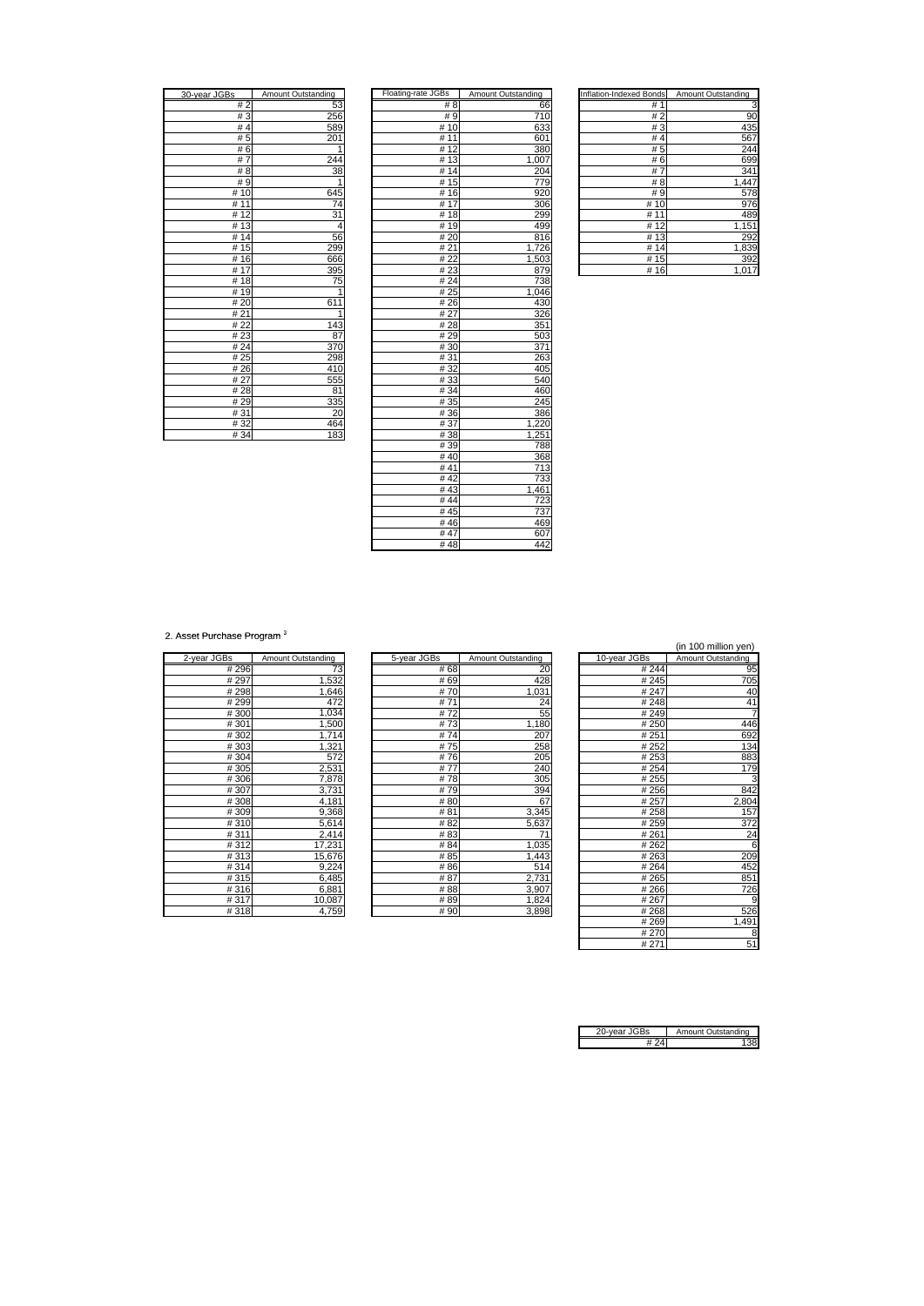| 30-year JGBs | Amount Outstanding |
|---|---|
| # 2 | 53 |
| # 3 | 256 |
| # 4 | 589 |
| # 5 | 201 |
| # 6 | 1 |
| # 7 | 244 |
| # 8 | 38 |
| # 9 | 1 |
| # 10 | 645 |
| # 11 | 74 |
| # 12 | 31 |
| # 13 | 4 |
| # 14 | 56 |
| # 15 | 299 |
| # 16 | 666 |
| # 17 | 395 |
| # 18 | 75 |
| # 19 | 1 |
| # 20 | 611 |
| # 21 | 1 |
| # 22 | 143 |
| # 23 | 87 |
| # 24 | 370 |
| # 25 | 298 |
| # 26 | 410 |
| # 27 | 555 |
| # 28 | 81 |
| # 29 | 335 |
| # 31 | 20 |
| # 32 | 464 |
| # 34 | 183 |

| Floating-rate JGBs | Amount Outstanding |
|---|---|
| # 8 | 66 |
| # 9 | 710 |
| # 10 | 633 |
| # 11 | 601 |
| # 12 | 380 |
| # 13 | 1,007 |
| # 14 | 204 |
| # 15 | 779 |
| # 16 | 920 |
| # 17 | 306 |
| # 18 | 299 |
| # 19 | 499 |
| # 20 | 816 |
| # 21 | 1,726 |
| # 22 | 1,503 |
| # 23 | 879 |
| # 24 | 738 |
| # 25 | 1,046 |
| # 26 | 430 |
| # 27 | 326 |
| # 28 | 351 |
| # 29 | 503 |
| # 30 | 371 |
| # 31 | 263 |
| # 32 | 405 |
| # 33 | 540 |
| # 34 | 460 |
| # 35 | 245 |
| # 36 | 386 |
| # 37 | 1,220 |
| # 38 | 1,251 |
| # 39 | 788 |
| # 40 | 368 |
| # 41 | 713 |
| # 42 | 733 |
| # 43 | 1,461 |
| # 44 | 723 |
| # 45 | 737 |
| # 46 | 469 |
| # 47 | 607 |
| # 48 | 442 |

| Inflation-Indexed Bonds | Amount Outstanding |
|---|---|
| # 1 | 3 |
| # 2 | 90 |
| # 3 | 435 |
| # 4 | 567 |
| # 5 | 244 |
| # 6 | 699 |
| # 7 | 341 |
| # 8 | 1,447 |
| # 9 | 578 |
| # 10 | 976 |
| # 11 | 489 |
| # 12 | 1,151 |
| # 13 | 292 |
| # 14 | 1,839 |
| # 15 | 392 |
| # 16 | 1,017 |

2. Asset Purchase Program [3]

(in 100 million yen)

| 2-year JGBs | Amount Outstanding |
|---|---|
| # 296 | 73 |
| # 297 | 1,532 |
| # 298 | 1,646 |
| # 299 | 472 |
| # 300 | 1,034 |
| # 301 | 1,500 |
| # 302 | 1,714 |
| # 303 | 1,321 |
| # 304 | 572 |
| # 305 | 2,531 |
| # 306 | 7,878 |
| # 307 | 3,731 |
| # 308 | 4,181 |
| # 309 | 9,368 |
| # 310 | 5,614 |
| # 311 | 2,414 |
| # 312 | 17,231 |
| # 313 | 15,676 |
| # 314 | 9,224 |
| # 315 | 6,485 |
| # 316 | 6,881 |
| # 317 | 10,087 |
| # 318 | 4,759 |

| 5-year JGBs | Amount Outstanding |
|---|---|
| # 68 | 20 |
| # 69 | 428 |
| # 70 | 1,031 |
| # 71 | 24 |
| # 72 | 55 |
| # 73 | 1,180 |
| # 74 | 207 |
| # 75 | 258 |
| # 76 | 205 |
| # 77 | 240 |
| # 78 | 305 |
| # 79 | 394 |
| # 80 | 67 |
| # 81 | 3,345 |
| # 82 | 5,637 |
| # 83 | 71 |
| # 84 | 1,035 |
| # 85 | 1,443 |
| # 86 | 514 |
| # 87 | 2,731 |
| # 88 | 3,907 |
| # 89 | 1,824 |
| # 90 | 3,898 |

| 10-year JGBs | Amount Outstanding |
|---|---|
| # 244 | 95 |
| # 245 | 705 |
| # 247 | 40 |
| # 248 | 41 |
| # 249 | 7 |
| # 250 | 446 |
| # 251 | 692 |
| # 252 | 134 |
| # 253 | 883 |
| # 254 | 179 |
| # 255 | 3 |
| # 256 | 842 |
| # 257 | 2,804 |
| # 258 | 157 |
| # 259 | 372 |
| # 261 | 24 |
| # 262 | 6 |
| # 263 | 209 |
| # 264 | 452 |
| # 265 | 851 |
| # 266 | 726 |
| # 267 | 9 |
| # 268 | 526 |
| # 269 | 1,491 |
| # 270 | 8 |
| # 271 | 51 |

| 20-year JGBs | Amount Outstanding |
|---|---|
| # 24 | 138 |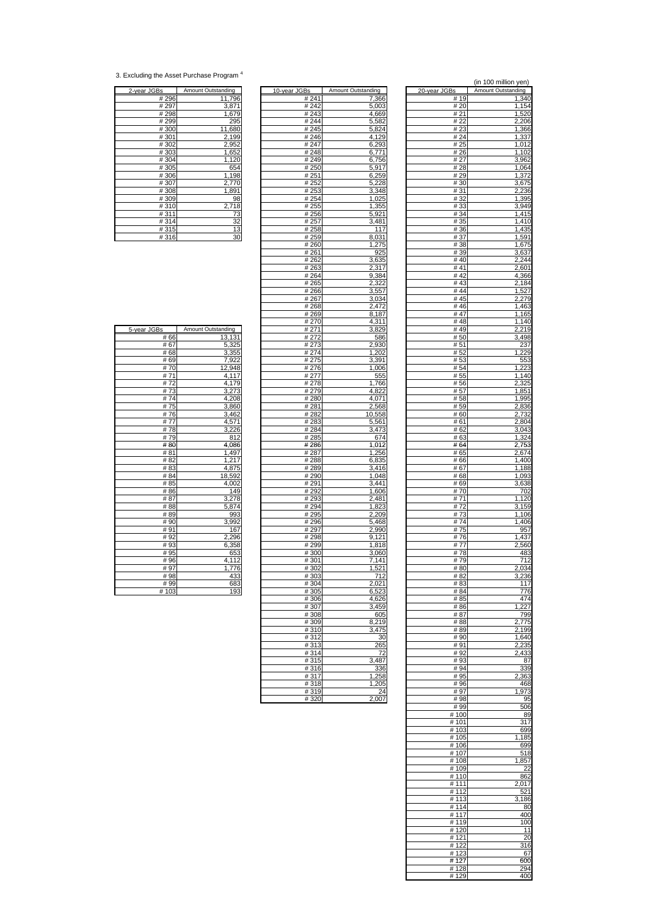3. Excluding the Asset Purchase Program [4]

(in 100 million yen)

| 2-year JGBs | Amount Outstanding |
|---|---|
| # 296 | 11,796 |
| # 297 | 3,871 |
| # 298 | 1,679 |
| # 299 | 295 |
| # 300 | 11,680 |
| # 301 | 2,199 |
| # 302 | 2,952 |
| # 303 | 1,652 |
| # 304 | 1,120 |
| # 305 | 654 |
| # 306 | 1,198 |
| # 307 | 2,770 |
| # 308 | 1,891 |
| # 309 | 98 |
| # 310 | 2,718 |
| # 311 | 73 |
| # 314 | 32 |
| # 315 | 13 |
| # 316 | 30 |

| 5-year JGBs | Amount Outstanding |
|---|---|
| # 66 | 13,131 |
| # 67 | 5,325 |
| # 68 | 3,355 |
| # 69 | 7,922 |
| # 70 | 12,948 |
| # 71 | 4,117 |
| # 72 | 4,179 |
| # 73 | 3,273 |
| # 74 | 4,208 |
| # 75 | 3,860 |
| # 76 | 3,462 |
| # 77 | 4,571 |
| # 78 | 3,226 |
| # 79 | 812 |
| # 80 | 4,086 |
| # 81 | 1,497 |
| # 82 | 1,217 |
| # 83 | 4,875 |
| # 84 | 18,592 |
| # 85 | 4,002 |
| # 86 | 149 |
| # 87 | 3,278 |
| # 88 | 5,874 |
| # 89 | 993 |
| # 90 | 3,992 |
| # 91 | 167 |
| # 92 | 2,296 |
| # 93 | 6,358 |
| # 95 | 653 |
| # 96 | 4,112 |
| # 97 | 1,776 |
| # 98 | 433 |
| # 99 | 683 |
| # 103 | 193 |

| 10-year JGBs | Amount Outstanding |
|---|---|
| # 241 | 7,366 |
| # 242 | 5,003 |
| # 243 | 4,669 |
| # 244 | 5,582 |
| # 245 | 5,824 |
| # 246 | 4,129 |
| # 247 | 6,293 |
| # 248 | 6,771 |
| # 249 | 6,756 |
| # 250 | 5,917 |
| # 251 | 6,259 |
| # 252 | 5,228 |
| # 253 | 3,348 |
| # 254 | 1,025 |
| # 255 | 1,355 |
| # 256 | 5,921 |
| # 257 | 3,481 |
| # 258 | 117 |
| # 259 | 8,031 |
| # 260 | 1,275 |
| # 261 | 925 |
| # 262 | 3,635 |
| # 263 | 2,317 |
| # 264 | 9,384 |
| # 265 | 2,322 |
| # 266 | 3,557 |
| # 267 | 3,034 |
| # 268 | 2,472 |
| # 269 | 8,187 |
| # 270 | 4,311 |
| # 271 | 3,829 |
| # 272 | 586 |
| # 273 | 2,930 |
| # 274 | 1,202 |
| # 275 | 3,391 |
| # 276 | 1,006 |
| # 277 | 555 |
| # 278 | 1,766 |
| # 279 | 4,822 |
| # 280 | 4,071 |
| # 281 | 2,568 |
| # 282 | 10,558 |
| # 283 | 5,561 |
| # 284 | 3,473 |
| # 285 | 674 |
| # 286 | 1,012 |
| # 287 | 1,256 |
| # 288 | 6,835 |
| # 289 | 3,416 |
| # 290 | 1,048 |
| # 291 | 3,441 |
| # 292 | 1,606 |
| # 293 | 2,481 |
| # 294 | 1,823 |
| # 295 | 2,209 |
| # 296 | 5,468 |
| # 297 | 2,990 |
| # 298 | 9,121 |
| # 299 | 1,818 |
| # 300 | 3,060 |
| # 301 | 7,141 |
| # 302 | 1,521 |
| # 303 | 712 |
| # 304 | 2,021 |
| # 305 | 6,523 |
| # 306 | 4,626 |
| # 307 | 3,459 |
| # 308 | 605 |
| # 309 | 8,219 |
| # 310 | 3,475 |
| # 312 | 30 |
| # 313 | 265 |
| # 314 | 72 |
| # 315 | 3,487 |
| # 316 | 336 |
| # 317 | 1,258 |
| # 318 | 1,205 |
| # 319 | 24 |
| # 320 | 2,007 |

| 20-year JGBs | Amount Outstanding |
|---|---|
| # 19 | 1,340 |
| # 20 | 1,154 |
| # 21 | 1,520 |
| # 22 | 2,206 |
| # 23 | 1,366 |
| # 24 | 1,337 |
| # 25 | 1,012 |
| # 26 | 1,102 |
| # 27 | 3,962 |
| # 28 | 1,064 |
| # 29 | 1,372 |
| # 30 | 3,675 |
| # 31 | 2,236 |
| # 32 | 1,395 |
| # 33 | 3,949 |
| # 34 | 1,415 |
| # 35 | 1,410 |
| # 36 | 1,435 |
| # 37 | 1,591 |
| # 38 | 1,675 |
| # 39 | 3,637 |
| # 40 | 2,244 |
| # 41 | 2,601 |
| # 42 | 4,366 |
| # 43 | 2,184 |
| # 44 | 1,527 |
| # 45 | 2,279 |
| # 46 | 1,463 |
| # 47 | 1,165 |
| # 48 | 1,140 |
| # 49 | 2,219 |
| # 50 | 3,498 |
| # 51 | 237 |
| # 52 | 1,229 |
| # 53 | 553 |
| # 54 | 1,223 |
| # 55 | 1,140 |
| # 56 | 2,325 |
| # 57 | 1,851 |
| # 58 | 1,995 |
| # 59 | 2,836 |
| # 60 | 2,732 |
| # 61 | 2,804 |
| # 62 | 3,043 |
| # 63 | 1,324 |
| # 64 | 2,753 |
| # 65 | 2,674 |
| # 66 | 1,400 |
| # 67 | 1,188 |
| # 68 | 1,093 |
| # 69 | 3,638 |
| # 70 | 702 |
| # 71 | 1,120 |
| # 72 | 3,159 |
| # 73 | 1,106 |
| # 74 | 1,406 |
| # 75 | 957 |
| # 76 | 1,437 |
| # 77 | 2,560 |
| # 78 | 483 |
| # 79 | 712 |
| # 80 | 2,034 |
| # 82 | 3,236 |
| # 83 | 117 |
| # 84 | 776 |
| # 85 | 474 |
| # 86 | 1,227 |
| # 87 | 799 |
| # 88 | 2,775 |
| # 89 | 2,199 |
| # 90 | 1,640 |
| # 91 | 2,235 |
| # 92 | 2,433 |
| # 93 | 87 |
| # 94 | 339 |
| # 95 | 2,363 |
| # 96 | 468 |
| # 97 | 1,973 |
| # 98 | 95 |
| # 99 | 506 |
| # 100 | 89 |
| # 101 | 317 |
| # 103 | 699 |
| # 105 | 1,185 |
| # 106 | 699 |
| # 107 | 518 |
| # 108 | 1,857 |
| # 109 | 22 |
| # 110 | 862 |
| # 111 | 2,017 |
| # 112 | 521 |
| # 113 | 3,186 |
| # 114 | 80 |
| # 117 | 400 |
| # 119 | 100 |
| # 120 | 11 |
| # 121 | 20 |
| # 122 | 316 |
| # 123 | 67 |
| # 127 | 600 |
| # 128 | 294 |
| # 129 | 400 |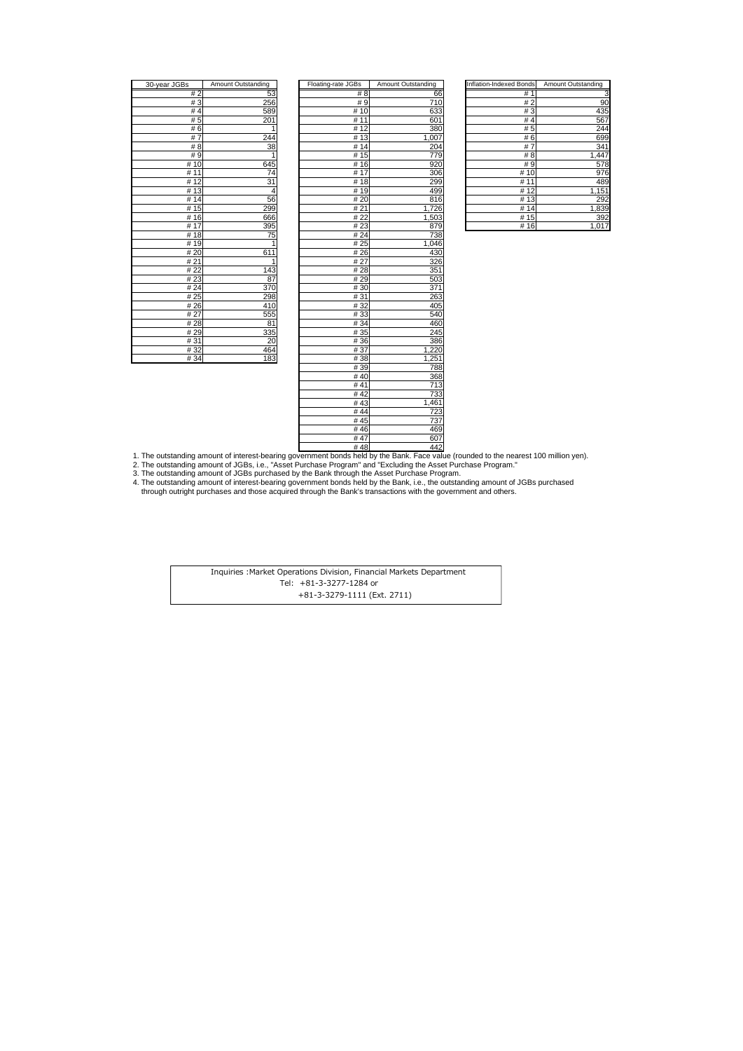| 30-year JGBs | Amount Outstanding |
|---|---|
| # 2 | 53 |
| # 3 | 256 |
| # 4 | 589 |
| # 5 | 201 |
| # 6 | 1 |
| # 7 | 244 |
| # 8 | 38 |
| # 9 | 1 |
| # 10 | 645 |
| # 11 | 74 |
| # 12 | 31 |
| # 13 | 4 |
| # 14 | 56 |
| # 15 | 299 |
| # 16 | 666 |
| # 17 | 395 |
| # 18 | 75 |
| # 19 | 1 |
| # 20 | 611 |
| # 21 | 1 |
| # 22 | 143 |
| # 23 | 87 |
| # 24 | 370 |
| # 25 | 298 |
| # 26 | 410 |
| # 27 | 555 |
| # 28 | 81 |
| # 29 | 335 |
| # 31 | 20 |
| # 32 | 464 |
| # 34 | 183 |

| Floating-rate JGBs | Amount Outstanding |
|---|---|
| # 8 | 66 |
| # 9 | 710 |
| # 10 | 633 |
| # 11 | 601 |
| # 12 | 380 |
| # 13 | 1,007 |
| # 14 | 204 |
| # 15 | 779 |
| # 16 | 920 |
| # 17 | 306 |
| # 18 | 299 |
| # 19 | 499 |
| # 20 | 816 |
| # 21 | 1,726 |
| # 22 | 1,503 |
| # 23 | 879 |
| # 24 | 738 |
| # 25 | 1,046 |
| # 26 | 430 |
| # 27 | 326 |
| # 28 | 351 |
| # 29 | 503 |
| # 30 | 371 |
| # 31 | 263 |
| # 32 | 405 |
| # 33 | 540 |
| # 34 | 460 |
| # 35 | 245 |
| # 36 | 386 |
| # 37 | 1,220 |
| # 38 | 1,251 |
| # 39 | 788 |
| # 40 | 368 |
| # 41 | 713 |
| # 42 | 733 |
| # 43 | 1,461 |
| # 44 | 723 |
| # 45 | 737 |
| # 46 | 469 |
| # 47 | 607 |
| # 48 | 442 |

| Inflation-Indexed Bonds | Amount Outstanding |
|---|---|
| # 1 | 3 |
| # 2 | 90 |
| # 3 | 435 |
| # 4 | 567 |
| # 5 | 244 |
| # 6 | 699 |
| # 7 | 341 |
| # 8 | 1,447 |
| # 9 | 578 |
| # 10 | 976 |
| # 11 | 489 |
| # 12 | 1,151 |
| # 13 | 292 |
| # 14 | 1,839 |
| # 15 | 392 |
| # 16 | 1,017 |

1. The outstanding amount of interest-bearing government bonds held by the Bank. Face value (rounded to the nearest 100 million yen).
2. The outstanding amount of JGBs, i.e., "Asset Purchase Program" and "Excluding the Asset Purchase Program."
3. The outstanding amount of JGBs purchased by the Bank through the Asset Purchase Program.
4. The outstanding amount of interest-bearing government bonds held by the Bank, i.e., the outstanding amount of JGBs purchased through outright purchases and those acquired through the Bank's transactions with the government and others.

Inquiries :Market Operations Division, Financial Markets Department
Tel: +81-3-3277-1284 or
+81-3-3279-1111 (Ext. 2711)